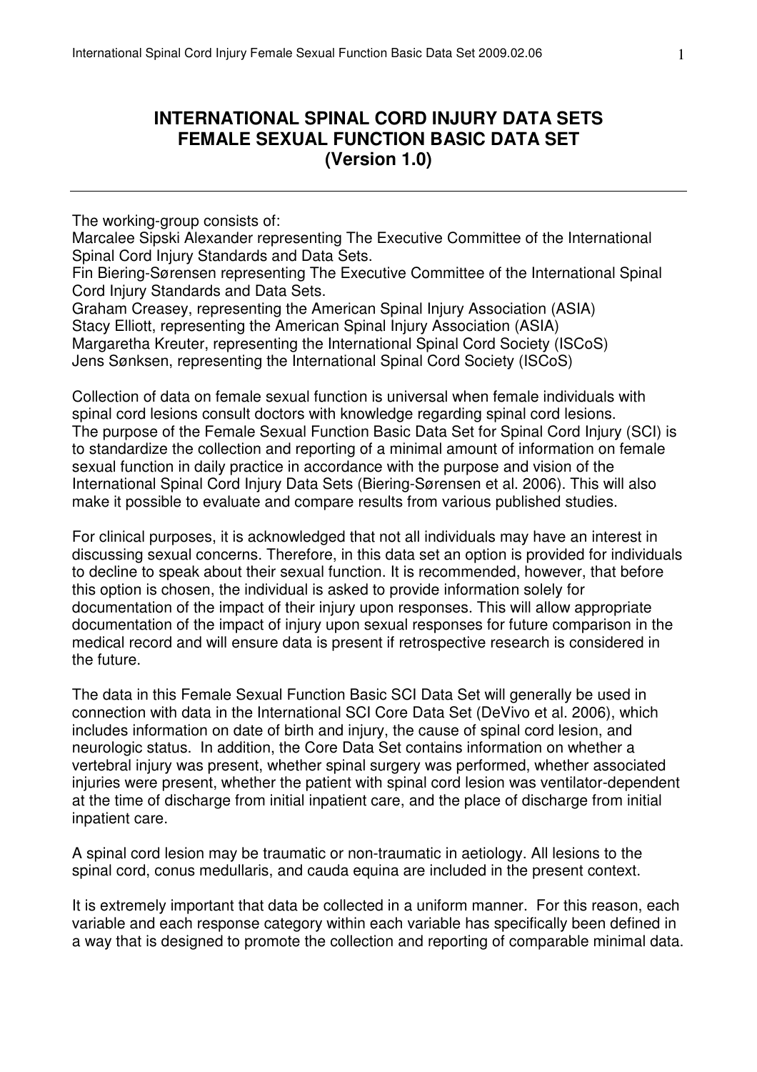# INTERNATIONAL SPINAL CORD INJURY DATA SETS FEMALE SEXUAL FUNCTION BASIC DATA SET (Version 1.0)

---

The working-group consists of:
Marcalee Sipski Alexander representing The Executive Committee of the International Spinal Cord Injury Standards and Data Sets.
Fin Biering-Sørensen representing The Executive Committee of the International Spinal Cord Injury Standards and Data Sets.
Graham Creasey, representing the American Spinal Injury Association (ASIA)
Stacy Elliott, representing the American Spinal Injury Association (ASIA)
Margaretha Kreuter, representing the International Spinal Cord Society (ISCoS)
Jens Sønksen, representing the International Spinal Cord Society (ISCoS)

Collection of data on female sexual function is universal when female individuals with spinal cord lesions consult doctors with knowledge regarding spinal cord lesions. The purpose of the Female Sexual Function Basic Data Set for Spinal Cord Injury (SCI) is to standardize the collection and reporting of a minimal amount of information on female sexual function in daily practice in accordance with the purpose and vision of the International Spinal Cord Injury Data Sets (Biering-Sørensen et al. 2006). This will also make it possible to evaluate and compare results from various published studies.

For clinical purposes, it is acknowledged that not all individuals may have an interest in discussing sexual concerns. Therefore, in this data set an option is provided for individuals to decline to speak about their sexual function. It is recommended, however, that before this option is chosen, the individual is asked to provide information solely for documentation of the impact of their injury upon responses. This will allow appropriate documentation of the impact of injury upon sexual responses for future comparison in the medical record and will ensure data is present if retrospective research is considered in the future.

The data in this Female Sexual Function Basic SCI Data Set will generally be used in connection with data in the International SCI Core Data Set (DeVivo et al. 2006), which includes information on date of birth and injury, the cause of spinal cord lesion, and neurologic status. In addition, the Core Data Set contains information on whether a vertebral injury was present, whether spinal surgery was performed, whether associated injuries were present, whether the patient with spinal cord lesion was ventilator-dependent at the time of discharge from initial inpatient care, and the place of discharge from initial inpatient care.

A spinal cord lesion may be traumatic or non-traumatic in aetiology. All lesions to the spinal cord, conus medullaris, and cauda equina are included in the present context.

It is extremely important that data be collected in a uniform manner. For this reason, each variable and each response category within each variable has specifically been defined in a way that is designed to promote the collection and reporting of comparable minimal data.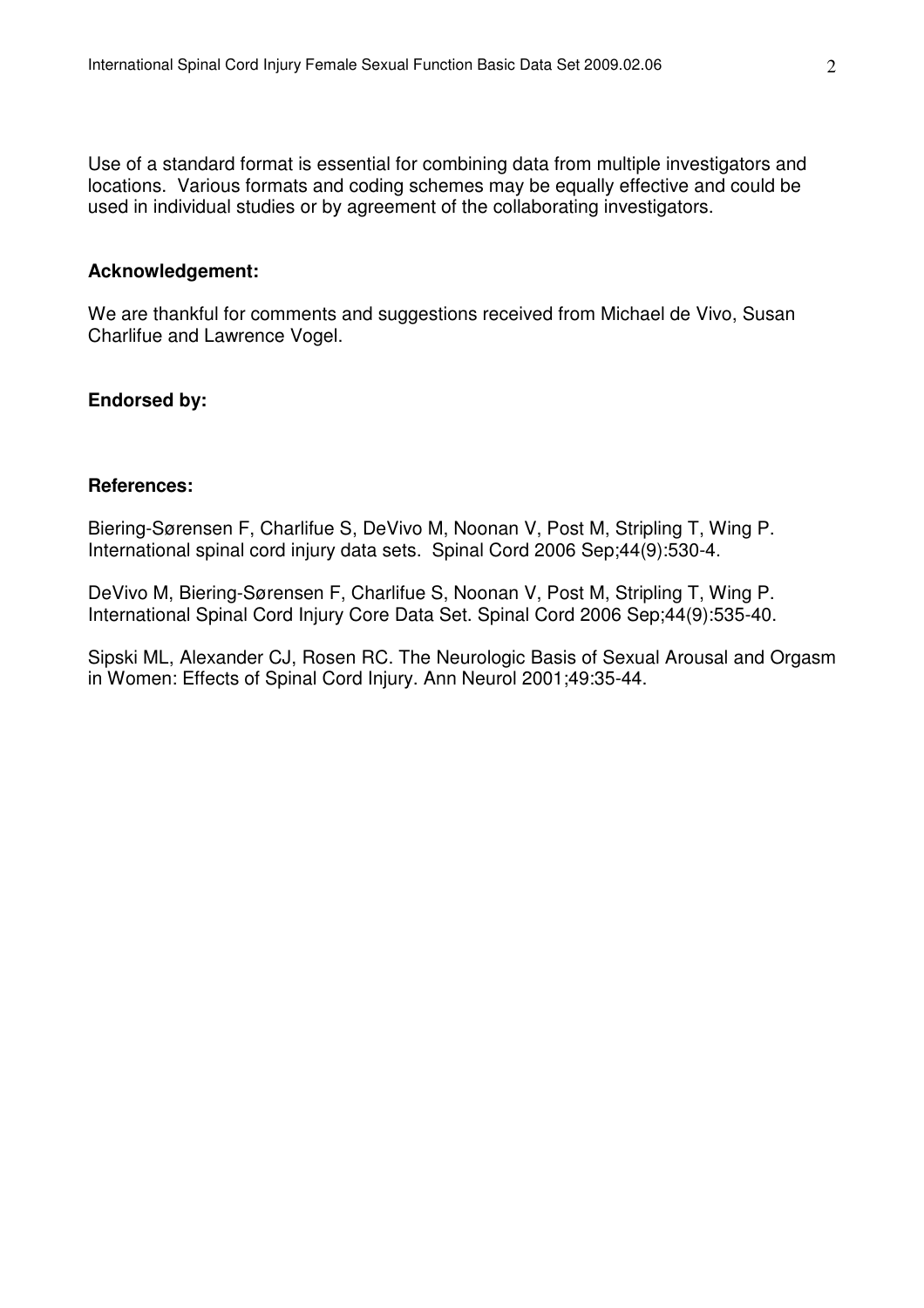Use of a standard format is essential for combining data from multiple investigators and locations. Various formats and coding schemes may be equally effective and could be used in individual studies or by agreement of the collaborating investigators.

**Acknowledgement:**

We are thankful for comments and suggestions received from Michael de Vivo, Susan Charlifue and Lawrence Vogel.

**Endorsed by:**

**References:**

Biering-Sørensen F, Charlifue S, DeVivo M, Noonan V, Post M, Stripling T, Wing P. International spinal cord injury data sets. Spinal Cord 2006 Sep;44(9):530-4.

DeVivo M, Biering-Sørensen F, Charlifue S, Noonan V, Post M, Stripling T, Wing P. International Spinal Cord Injury Core Data Set. Spinal Cord 2006 Sep;44(9):535-40.

Sipski ML, Alexander CJ, Rosen RC. The Neurologic Basis of Sexual Arousal and Orgasm in Women: Effects of Spinal Cord Injury. Ann Neurol 2001;49:35-44.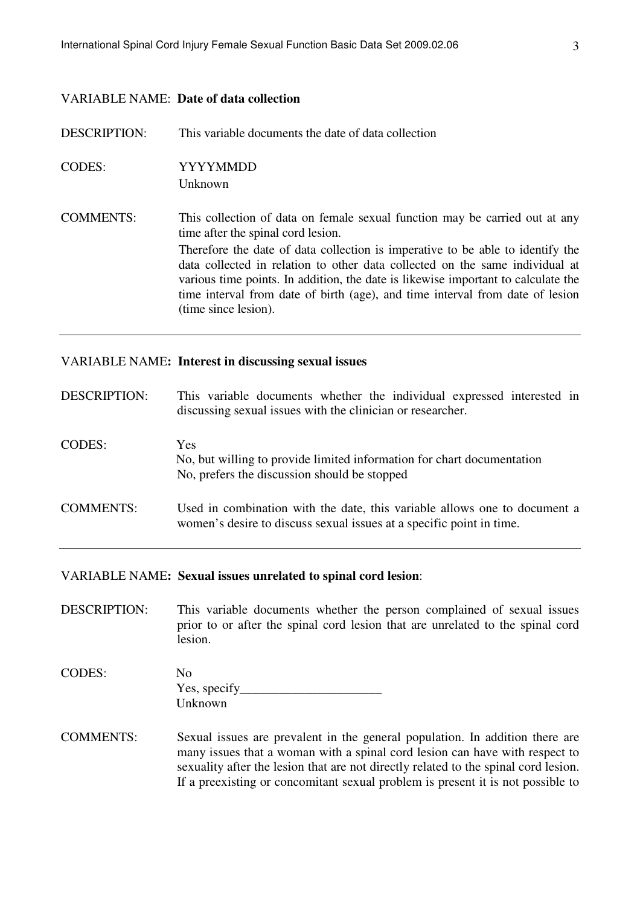VARIABLE NAME: **Date of data collection**

DESCRIPTION: This variable documents the date of data collection

CODES: YYYYMMDD
Unknown

COMMENTS: This collection of data on female sexual function may be carried out at any time after the spinal cord lesion.
Therefore the date of data collection is imperative to be able to identify the data collected in relation to other data collected on the same individual at various time points. In addition, the date is likewise important to calculate the time interval from date of birth (age), and time interval from date of lesion (time since lesion).

---

VARIABLE NAME**: Interest in discussing sexual issues**

DESCRIPTION: This variable documents whether the individual expressed interested in discussing sexual issues with the clinician or researcher.

CODES: Yes
No, but willing to provide limited information for chart documentation
No, prefers the discussion should be stopped

COMMENTS: Used in combination with the date, this variable allows one to document a women's desire to discuss sexual issues at a specific point in time.

---

VARIABLE NAME**: Sexual issues unrelated to spinal cord lesion**:

DESCRIPTION: This variable documents whether the person complained of sexual issues prior to or after the spinal cord lesion that are unrelated to the spinal cord lesion.

CODES: No
Yes, specify______________________
Unknown

COMMENTS: Sexual issues are prevalent in the general population. In addition there are many issues that a woman with a spinal cord lesion can have with respect to sexuality after the lesion that are not directly related to the spinal cord lesion. If a preexisting or concomitant sexual problem is present it is not possible to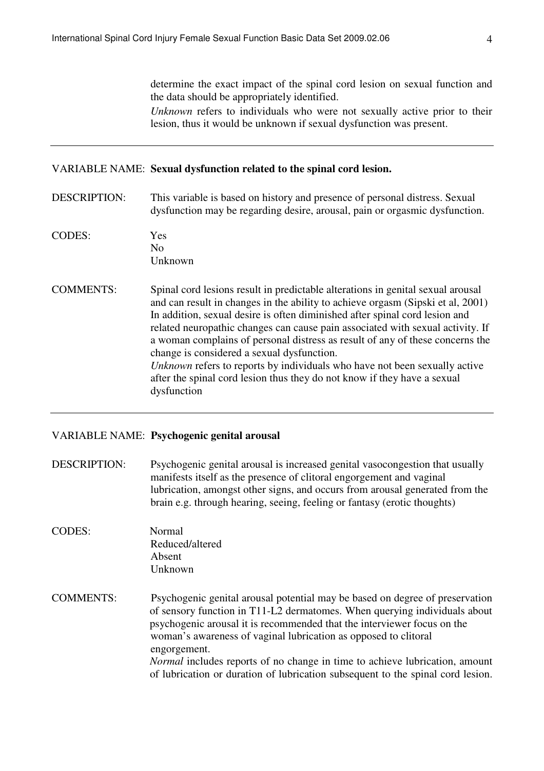determine the exact impact of the spinal cord lesion on sexual function and the data should be appropriately identified.

*Unknown* refers to individuals who were not sexually active prior to their lesion, thus it would be unknown if sexual dysfunction was present.

---

VARIABLE NAME: **Sexual dysfunction related to the spinal cord lesion.**

DESCRIPTION: This variable is based on history and presence of personal distress. Sexual dysfunction may be regarding desire, arousal, pain or orgasmic dysfunction.

CODES:
Yes
No
Unknown

COMMENTS: Spinal cord lesions result in predictable alterations in genital sexual arousal and can result in changes in the ability to achieve orgasm (Sipski et al, 2001) In addition, sexual desire is often diminished after spinal cord lesion and related neuropathic changes can cause pain associated with sexual activity. If a woman complains of personal distress as result of any of these concerns the change is considered a sexual dysfunction.

*Unknown* refers to reports by individuals who have not been sexually active after the spinal cord lesion thus they do not know if they have a sexual dysfunction

---

VARIABLE NAME: **Psychogenic genital arousal**

DESCRIPTION: Psychogenic genital arousal is increased genital vasocongestion that usually manifests itself as the presence of clitoral engorgement and vaginal lubrication, amongst other signs, and occurs from arousal generated from the brain e.g. through hearing, seeing, feeling or fantasy (erotic thoughts)

CODES:
Normal
Reduced/altered
Absent
Unknown

COMMENTS: Psychogenic genital arousal potential may be based on degree of preservation of sensory function in T11-L2 dermatomes. When querying individuals about psychogenic arousal it is recommended that the interviewer focus on the woman's awareness of vaginal lubrication as opposed to clitoral engorgement.

*Normal* includes reports of no change in time to achieve lubrication, amount of lubrication or duration of lubrication subsequent to the spinal cord lesion.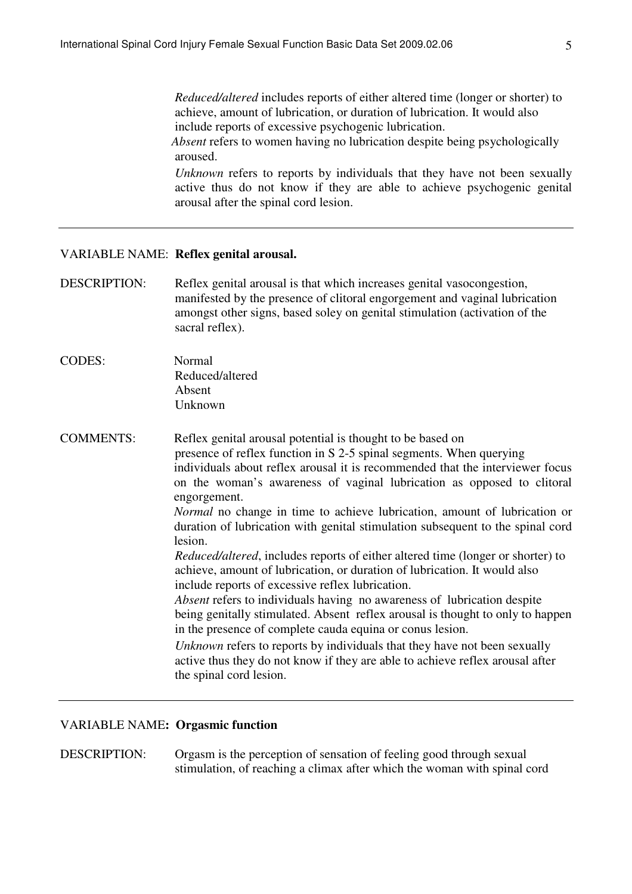*Reduced/altered* includes reports of either altered time (longer or shorter) to achieve, amount of lubrication, or duration of lubrication. It would also include reports of excessive psychogenic lubrication.

*Absent* refers to women having no lubrication despite being psychologically aroused.

*Unknown* refers to reports by individuals that they have not been sexually active thus do not know if they are able to achieve psychogenic genital arousal after the spinal cord lesion.

---

VARIABLE NAME: **Reflex genital arousal.**

DESCRIPTION: Reflex genital arousal is that which increases genital vasocongestion, manifested by the presence of clitoral engorgement and vaginal lubrication amongst other signs, based soley on genital stimulation (activation of the sacral reflex).

CODES:
Normal
Reduced/altered
Absent
Unknown

COMMENTS: Reflex genital arousal potential is thought to be based on presence of reflex function in S 2-5 spinal segments. When querying individuals about reflex arousal it is recommended that the interviewer focus on the woman's awareness of vaginal lubrication as opposed to clitoral engorgement.

*Normal* no change in time to achieve lubrication, amount of lubrication or duration of lubrication with genital stimulation subsequent to the spinal cord lesion.

*Reduced/altered*, includes reports of either altered time (longer or shorter) to achieve, amount of lubrication, or duration of lubrication. It would also include reports of excessive reflex lubrication.

*Absent* refers to individuals having no awareness of lubrication despite being genitally stimulated. Absent reflex arousal is thought to only to happen in the presence of complete cauda equina or conus lesion.

*Unknown* refers to reports by individuals that they have not been sexually active thus they do not know if they are able to achieve reflex arousal after the spinal cord lesion.

---

VARIABLE NAME**: Orgasmic function**

DESCRIPTION: Orgasm is the perception of sensation of feeling good through sexual stimulation, of reaching a climax after which the woman with spinal cord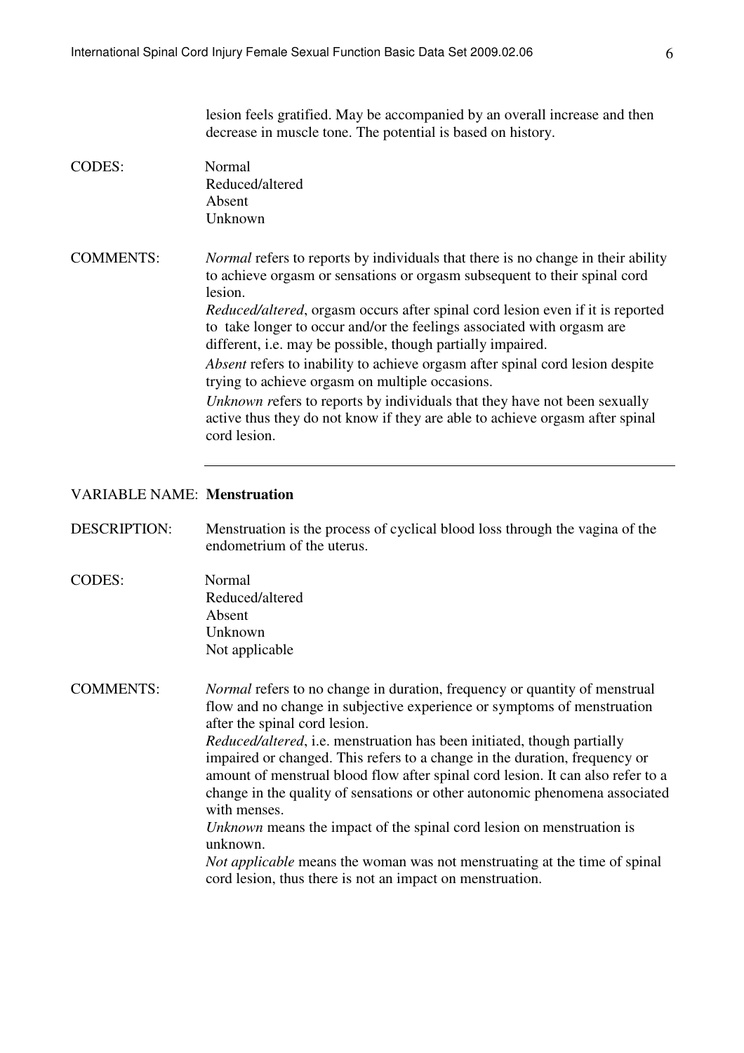lesion feels gratified. May be accompanied by an overall increase and then decrease in muscle tone. The potential is based on history.

CODES: Normal
Reduced/altered
Absent
Unknown

COMMENTS: *Normal* refers to reports by individuals that there is no change in their ability to achieve orgasm or sensations or orgasm subsequent to their spinal cord lesion.
*Reduced/altered*, orgasm occurs after spinal cord lesion even if it is reported to take longer to occur and/or the feelings associated with orgasm are different, i.e. may be possible, though partially impaired.
*Absent* refers to inability to achieve orgasm after spinal cord lesion despite trying to achieve orgasm on multiple occasions.
*Unknown r*efers to reports by individuals that they have not been sexually active thus they do not know if they are able to achieve orgasm after spinal cord lesion.

---

VARIABLE NAME: **Menstruation**

DESCRIPTION: Menstruation is the process of cyclical blood loss through the vagina of the endometrium of the uterus.

CODES: Normal
Reduced/altered
Absent
Unknown
Not applicable

COMMENTS: *Normal* refers to no change in duration, frequency or quantity of menstrual flow and no change in subjective experience or symptoms of menstruation after the spinal cord lesion.
*Reduced/altered*, i.e. menstruation has been initiated, though partially impaired or changed. This refers to a change in the duration, frequency or amount of menstrual blood flow after spinal cord lesion. It can also refer to a change in the quality of sensations or other autonomic phenomena associated with menses.
*Unknown* means the impact of the spinal cord lesion on menstruation is unknown.
*Not applicable* means the woman was not menstruating at the time of spinal cord lesion, thus there is not an impact on menstruation.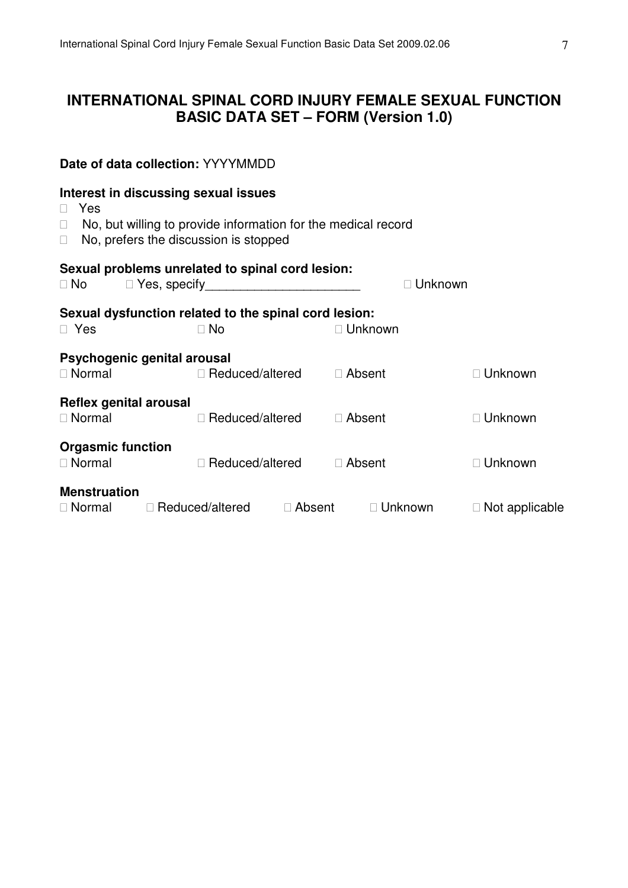## INTERNATIONAL SPINAL CORD INJURY FEMALE SEXUAL FUNCTION BASIC DATA SET – FORM (Version 1.0)

**Date of data collection:** YYYYMMDD

**Interest in discussing sexual issues**

- ☐ Yes
- ☐ No, but willing to provide information for the medical record
- ☐ No, prefers the discussion is stopped

**Sexual problems unrelated to spinal cord lesion:**

☐ No ☐ Yes, specify______________________ ☐ Unknown

**Sexual dysfunction related to the spinal cord lesion:**

☐ Yes ☐ No ☐ Unknown

**Psychogenic genital arousal**

☐ Normal ☐ Reduced/altered ☐ Absent ☐ Unknown

**Reflex genital arousal**

☐ Normal ☐ Reduced/altered ☐ Absent ☐ Unknown

**Orgasmic function**

☐ Normal ☐ Reduced/altered ☐ Absent ☐ Unknown

**Menstruation**

☐ Normal ☐ Reduced/altered ☐ Absent ☐ Unknown ☐ Not applicable